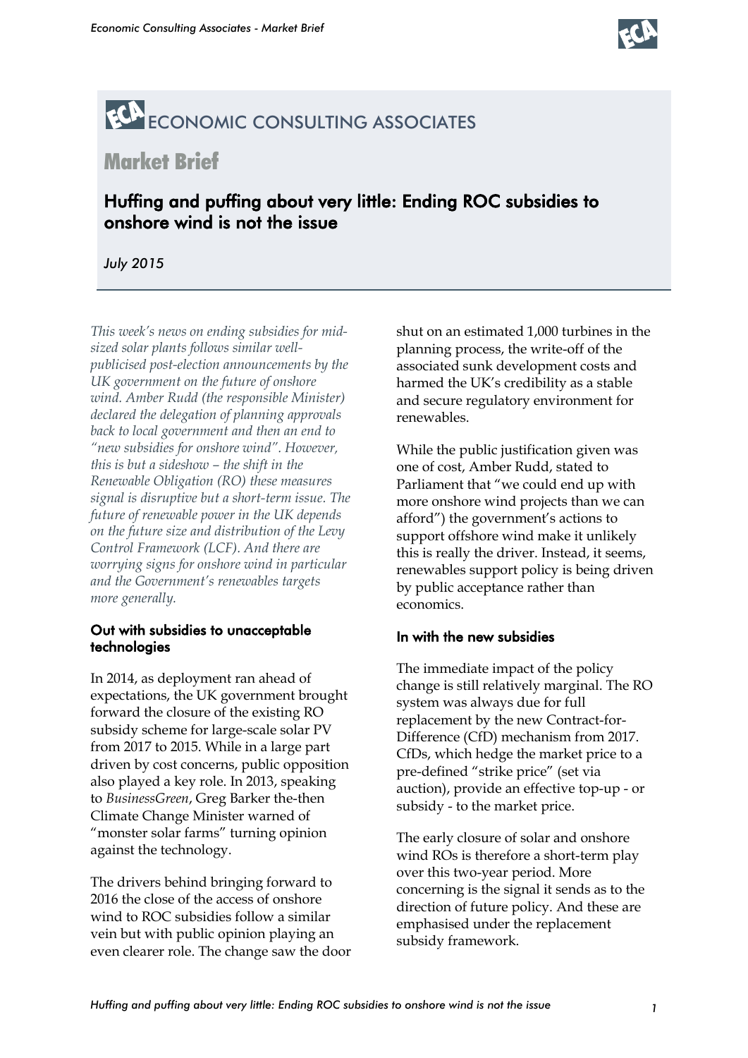# ECONOMIC CONSULTING ASSOCIATES

## Market Brief

## Huffing and puffing about very little: Ending ROC subsidies to onshore wind is not the issue

*July 2015*

*This week's news on ending subsidies for mid-sized solar plants follows similar well-publicised post-election announcements by the UK government on the future of onshore wind. Amber Rudd (the responsible Minister) declared the delegation of planning approvals back to local government and then an end to "new subsidies for onshore wind". However, this is but a sideshow – the shift in the Renewable Obligation (RO) these measures signal is disruptive but a short-term issue. The future of renewable power in the UK depends on the future size and distribution of the Levy Control Framework (LCF). And there are worrying signs for onshore wind in particular and the Government's renewables targets more generally.*

### Out with subsidies to unacceptable technologies

In 2014, as deployment ran ahead of expectations, the UK government brought forward the closure of the existing RO subsidy scheme for large-scale solar PV from 2017 to 2015. While in a large part driven by cost concerns, public opposition also played a key role. In 2013, speaking to *BusinessGreen*, Greg Barker the-then Climate Change Minister warned of "monster solar farms" turning opinion against the technology.

The drivers behind bringing forward to 2016 the close of the access of onshore wind to ROC subsidies follow a similar vein but with public opinion playing an even clearer role. The change saw the door shut on an estimated 1,000 turbines in the planning process, the write-off of the associated sunk development costs and harmed the UK's credibility as a stable and secure regulatory environment for renewables.

While the public justification given was one of cost, Amber Rudd, stated to Parliament that "we could end up with more onshore wind projects than we can afford") the government's actions to support offshore wind make it unlikely this is really the driver. Instead, it seems, renewables support policy is being driven by public acceptance rather than economics.

### In with the new subsidies

The immediate impact of the policy change is still relatively marginal. The RO system was always due for full replacement by the new Contract-for-Difference (CfD) mechanism from 2017. CfDs, which hedge the market price to a pre-defined "strike price" (set via auction), provide an effective top-up - or subsidy - to the market price.

The early closure of solar and onshore wind ROs is therefore a short-term play over this two-year period. More concerning is the signal it sends as to the direction of future policy. And these are emphasised under the replacement subsidy framework.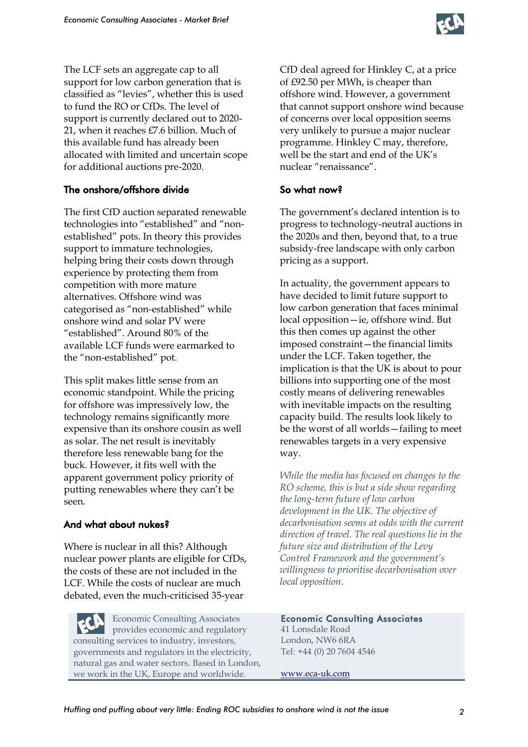The LCF sets an aggregate cap to all support for low carbon generation that is classified as "levies", whether this is used to fund the RO or CfDs. The level of support is currently declared out to 2020-21, when it reaches £7.6 billion. Much of this available fund has already been allocated with limited and uncertain scope for additional auctions pre-2020.

## The onshore/offshore divide

The first CfD auction separated renewable technologies into "established" and "non-established" pots. In theory this provides support to immature technologies, helping bring their costs down through experience by protecting them from competition with more mature alternatives. Offshore wind was categorised as "non-established" while onshore wind and solar PV were "established". Around 80% of the available LCF funds were earmarked to the "non-established" pot.

This split makes little sense from an economic standpoint. While the pricing for offshore was impressively low, the technology remains significantly more expensive than its onshore cousin as well as solar. The net result is inevitably therefore less renewable bang for the buck. However, it fits well with the apparent government policy priority of putting renewables where they can't be seen.

## And what about nukes?

Where is nuclear in all this? Although nuclear power plants are eligible for CfDs, the costs of these are not included in the LCF. While the costs of nuclear are much debated, even the much-criticised 35-year CfD deal agreed for Hinkley C, at a price of £92.50 per MWh, is cheaper than offshore wind. However, a government that cannot support onshore wind because of concerns over local opposition seems very unlikely to pursue a major nuclear programme. Hinkley C may, therefore, well be the start and end of the UK's nuclear "renaissance".

## So what now?

The government's declared intention is to progress to technology-neutral auctions in the 2020s and then, beyond that, to a true subsidy-free landscape with only carbon pricing as a support.

In actuality, the government appears to have decided to limit future support to low carbon generation that faces minimal local opposition—ie, offshore wind. But this then comes up against the other imposed constraint—the financial limits under the LCF. Taken together, the implication is that the UK is about to pour billions into supporting one of the most costly means of delivering renewables with inevitable impacts on the resulting capacity build. The results look likely to be the worst of all worlds—failing to meet renewables targets in a very expensive way.

*While the media has focused on changes to the RO scheme, this is but a side show regarding the long-term future of low carbon development in the UK. The objective of decarbonisation seems at odds with the current direction of travel. The real questions lie in the future size and distribution of the Levy Control Framework and the government's willingness to prioritise decarbonisation over local opposition.*

Economic Consulting Associates provides economic and regulatory consulting services to industry, investors, governments and regulators in the electricity, natural gas and water sectors. Based in London, we work in the UK, Europe and worldwide.

**Economic Consulting Associates**
41 Lonsdale Road
London, NW6 6RA
Tel: +44 (0) 20 7604 4546

www.eca-uk.com